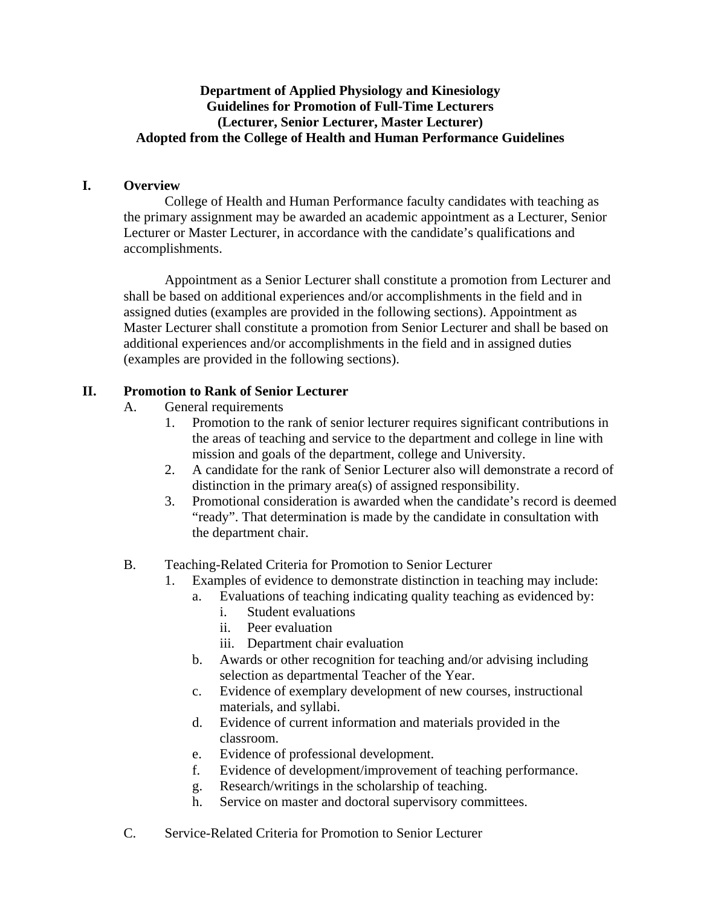**Department of Applied Physiology and Kinesiology**
**Guidelines for Promotion of Full-Time Lecturers**
**(Lecturer, Senior Lecturer, Master Lecturer)**
**Adopted from the College of Health and Human Performance Guidelines**

## I. Overview

College of Health and Human Performance faculty candidates with teaching as the primary assignment may be awarded an academic appointment as a Lecturer, Senior Lecturer or Master Lecturer, in accordance with the candidate's qualifications and accomplishments.

Appointment as a Senior Lecturer shall constitute a promotion from Lecturer and shall be based on additional experiences and/or accomplishments in the field and in assigned duties (examples are provided in the following sections). Appointment as Master Lecturer shall constitute a promotion from Senior Lecturer and shall be based on additional experiences and/or accomplishments in the field and in assigned duties (examples are provided in the following sections).

## II. Promotion to Rank of Senior Lecturer

A. General requirements

1. Promotion to the rank of senior lecturer requires significant contributions in the areas of teaching and service to the department and college in line with mission and goals of the department, college and University.
2. A candidate for the rank of Senior Lecturer also will demonstrate a record of distinction in the primary area(s) of assigned responsibility.
3. Promotional consideration is awarded when the candidate's record is deemed "ready". That determination is made by the candidate in consultation with the department chair.

B. Teaching-Related Criteria for Promotion to Senior Lecturer

1. Examples of evidence to demonstrate distinction in teaching may include:
   a. Evaluations of teaching indicating quality teaching as evidenced by:
      i. Student evaluations
      ii. Peer evaluation
      iii. Department chair evaluation
   b. Awards or other recognition for teaching and/or advising including selection as departmental Teacher of the Year.
   c. Evidence of exemplary development of new courses, instructional materials, and syllabi.
   d. Evidence of current information and materials provided in the classroom.
   e. Evidence of professional development.
   f. Evidence of development/improvement of teaching performance.
   g. Research/writings in the scholarship of teaching.
   h. Service on master and doctoral supervisory committees.

C. Service-Related Criteria for Promotion to Senior Lecturer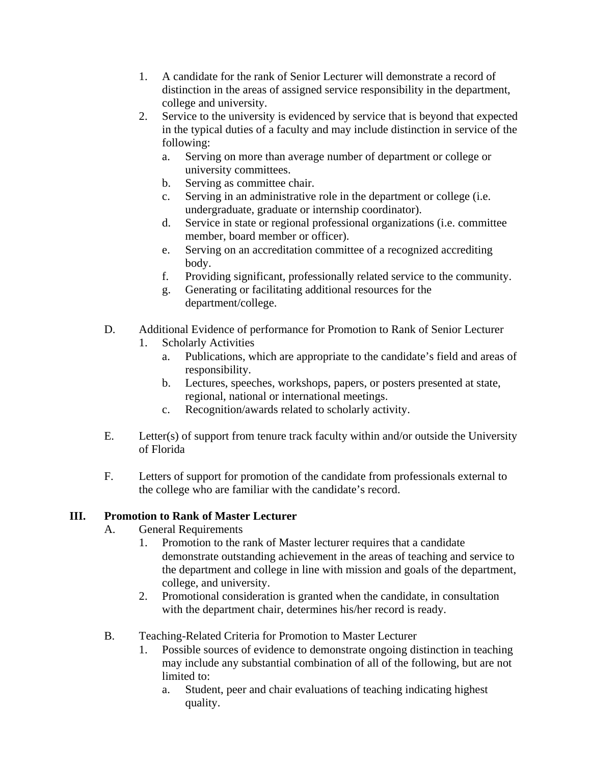1. A candidate for the rank of Senior Lecturer will demonstrate a record of distinction in the areas of assigned service responsibility in the department, college and university.
2. Service to the university is evidenced by service that is beyond that expected in the typical duties of a faculty and may include distinction in service of the following:
   a. Serving on more than average number of department or college or university committees.
   b. Serving as committee chair.
   c. Serving in an administrative role in the department or college (i.e. undergraduate, graduate or internship coordinator).
   d. Service in state or regional professional organizations (i.e. committee member, board member or officer).
   e. Serving on an accreditation committee of a recognized accrediting body.
   f. Providing significant, professionally related service to the community.
   g. Generating or facilitating additional resources for the department/college.

D. Additional Evidence of performance for Promotion to Rank of Senior Lecturer
   1. Scholarly Activities
      a. Publications, which are appropriate to the candidate's field and areas of responsibility.
      b. Lectures, speeches, workshops, papers, or posters presented at state, regional, national or international meetings.
      c. Recognition/awards related to scholarly activity.

E. Letter(s) of support from tenure track faculty within and/or outside the University of Florida

F. Letters of support for promotion of the candidate from professionals external to the college who are familiar with the candidate's record.

## III. Promotion to Rank of Master Lecturer

A. General Requirements
   1. Promotion to the rank of Master lecturer requires that a candidate demonstrate outstanding achievement in the areas of teaching and service to the department and college in line with mission and goals of the department, college, and university.
   2. Promotional consideration is granted when the candidate, in consultation with the department chair, determines his/her record is ready.

B. Teaching-Related Criteria for Promotion to Master Lecturer
   1. Possible sources of evidence to demonstrate ongoing distinction in teaching may include any substantial combination of all of the following, but are not limited to:
      a. Student, peer and chair evaluations of teaching indicating highest quality.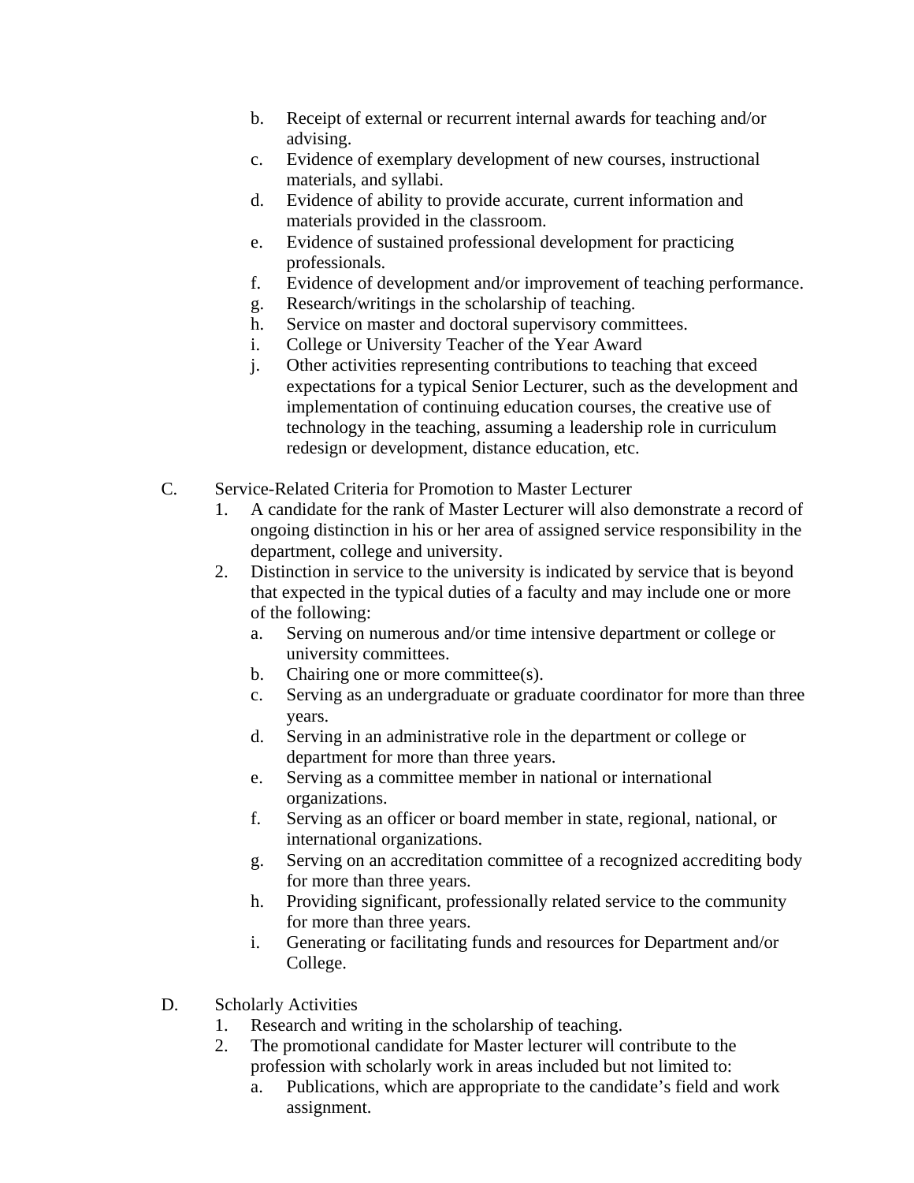b. Receipt of external or recurrent internal awards for teaching and/or advising.
   c. Evidence of exemplary development of new courses, instructional materials, and syllabi.
   d. Evidence of ability to provide accurate, current information and materials provided in the classroom.
   e. Evidence of sustained professional development for practicing professionals.
   f. Evidence of development and/or improvement of teaching performance.
   g. Research/writings in the scholarship of teaching.
   h. Service on master and doctoral supervisory committees.
   i. College or University Teacher of the Year Award
   j. Other activities representing contributions to teaching that exceed expectations for a typical Senior Lecturer, such as the development and implementation of continuing education courses, the creative use of technology in the teaching, assuming a leadership role in curriculum redesign or development, distance education, etc.

C. Service-Related Criteria for Promotion to Master Lecturer
   1. A candidate for the rank of Master Lecturer will also demonstrate a record of ongoing distinction in his or her area of assigned service responsibility in the department, college and university.
   2. Distinction in service to the university is indicated by service that is beyond that expected in the typical duties of a faculty and may include one or more of the following:
      a. Serving on numerous and/or time intensive department or college or university committees.
      b. Chairing one or more committee(s).
      c. Serving as an undergraduate or graduate coordinator for more than three years.
      d. Serving in an administrative role in the department or college or department for more than three years.
      e. Serving as a committee member in national or international organizations.
      f. Serving as an officer or board member in state, regional, national, or international organizations.
      g. Serving on an accreditation committee of a recognized accrediting body for more than three years.
      h. Providing significant, professionally related service to the community for more than three years.
      i. Generating or facilitating funds and resources for Department and/or College.

D. Scholarly Activities
   1. Research and writing in the scholarship of teaching.
   2. The promotional candidate for Master lecturer will contribute to the profession with scholarly work in areas included but not limited to:
      a. Publications, which are appropriate to the candidate's field and work assignment.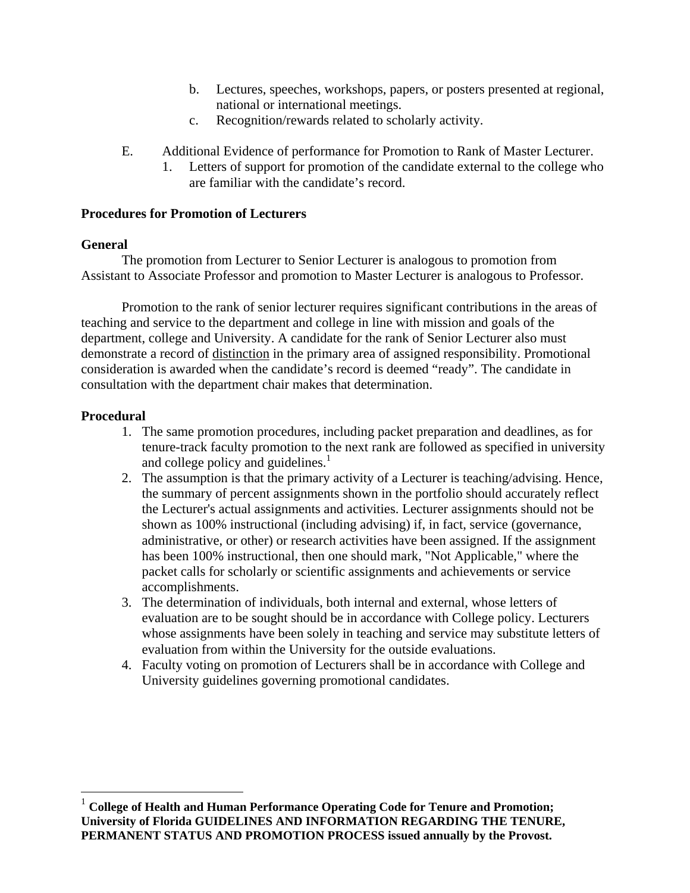b. Lectures, speeches, workshops, papers, or posters presented at regional, national or international meetings.
c. Recognition/rewards related to scholarly activity.

E. Additional Evidence of performance for Promotion to Rank of Master Lecturer.
  1. Letters of support for promotion of the candidate external to the college who are familiar with the candidate's record.

**Procedures for Promotion of Lecturers**

**General**

The promotion from Lecturer to Senior Lecturer is analogous to promotion from Assistant to Associate Professor and promotion to Master Lecturer is analogous to Professor.

Promotion to the rank of senior lecturer requires significant contributions in the areas of teaching and service to the department and college in line with mission and goals of the department, college and University. A candidate for the rank of Senior Lecturer also must demonstrate a record of <u>distinction</u> in the primary area of assigned responsibility. Promotional consideration is awarded when the candidate's record is deemed "ready". The candidate in consultation with the department chair makes that determination.

**Procedural**

1. The same promotion procedures, including packet preparation and deadlines, as for tenure-track faculty promotion to the next rank are followed as specified in university and college policy and guidelines.[1]
2. The assumption is that the primary activity of a Lecturer is teaching/advising. Hence, the summary of percent assignments shown in the portfolio should accurately reflect the Lecturer's actual assignments and activities. Lecturer assignments should not be shown as 100% instructional (including advising) if, in fact, service (governance, administrative, or other) or research activities have been assigned. If the assignment has been 100% instructional, then one should mark, "Not Applicable," where the packet calls for scholarly or scientific assignments and achievements or service accomplishments.
3. The determination of individuals, both internal and external, whose letters of evaluation are to be sought should be in accordance with College policy. Lecturers whose assignments have been solely in teaching and service may substitute letters of evaluation from within the University for the outside evaluations.
4. Faculty voting on promotion of Lecturers shall be in accordance with College and University guidelines governing promotional candidates.

[1] **College of Health and Human Performance Operating Code for Tenure and Promotion; University of Florida GUIDELINES AND INFORMATION REGARDING THE TENURE, PERMANENT STATUS AND PROMOTION PROCESS issued annually by the Provost.**